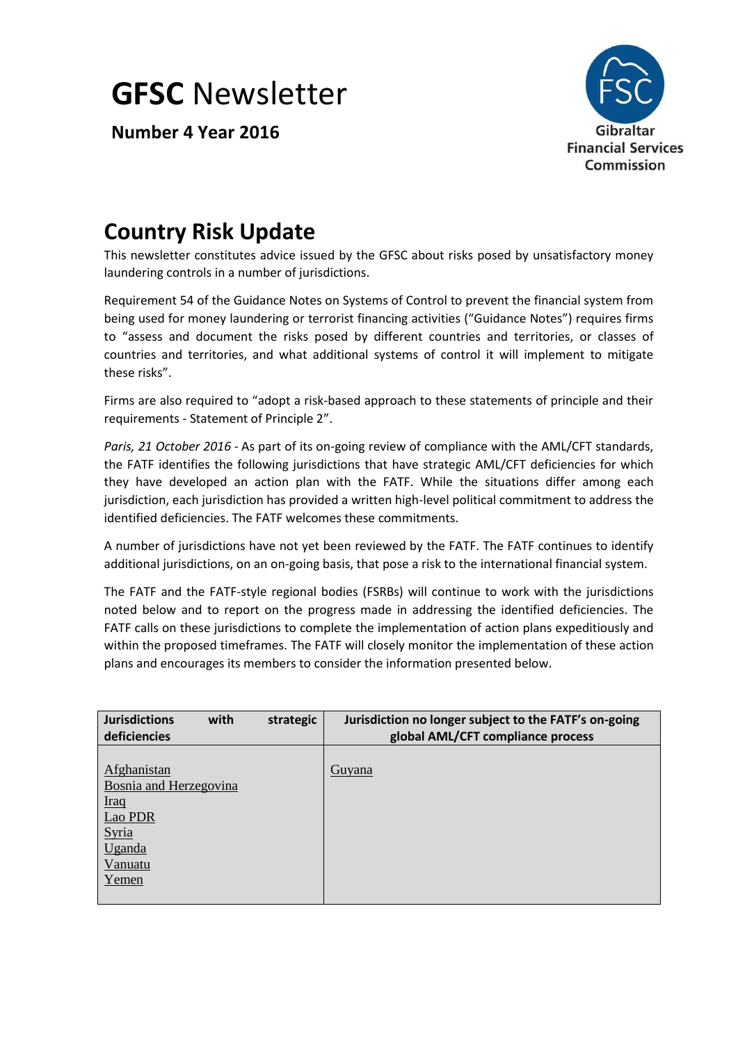# **GFSC** Newsletter

**Number 4 Year 2016**

Gibraltar Financial Services Commission

## Country Risk Update

This newsletter constitutes advice issued by the GFSC about risks posed by unsatisfactory money laundering controls in a number of jurisdictions.

Requirement 54 of the Guidance Notes on Systems of Control to prevent the financial system from being used for money laundering or terrorist financing activities ("Guidance Notes") requires firms to "assess and document the risks posed by different countries and territories, or classes of countries and territories, and what additional systems of control it will implement to mitigate these risks".

Firms are also required to "adopt a risk-based approach to these statements of principle and their requirements - Statement of Principle 2".

*Paris, 21 October 2016* - As part of its on-going review of compliance with the AML/CFT standards, the FATF identifies the following jurisdictions that have strategic AML/CFT deficiencies for which they have developed an action plan with the FATF. While the situations differ among each jurisdiction, each jurisdiction has provided a written high-level political commitment to address the identified deficiencies. The FATF welcomes these commitments.

A number of jurisdictions have not yet been reviewed by the FATF. The FATF continues to identify additional jurisdictions, on an on-going basis, that pose a risk to the international financial system.

The FATF and the FATF-style regional bodies (FSRBs) will continue to work with the jurisdictions noted below and to report on the progress made in addressing the identified deficiencies. The FATF calls on these jurisdictions to complete the implementation of action plans expeditiously and within the proposed timeframes. The FATF will closely monitor the implementation of these action plans and encourages its members to consider the information presented below.

| Jurisdictions with strategic deficiencies | Jurisdiction no longer subject to the FATF's on-going global AML/CFT compliance process |
|---|---|
| Afghanistan<br>Bosnia and Herzegovina<br>Iraq<br>Lao PDR<br>Syria<br>Uganda<br>Vanuatu<br>Yemen | Guyana |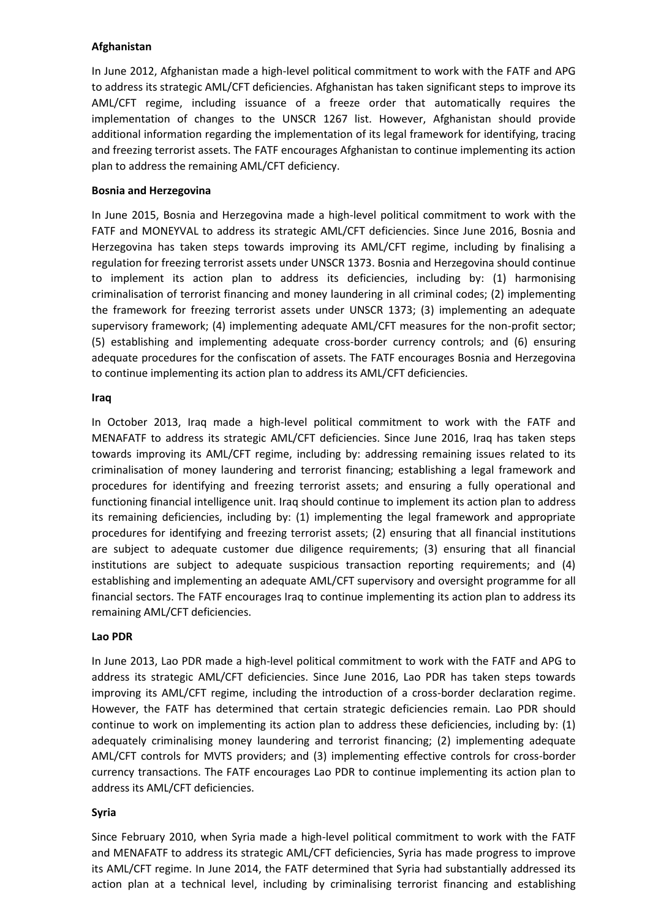**Afghanistan**

In June 2012, Afghanistan made a high-level political commitment to work with the FATF and APG to address its strategic AML/CFT deficiencies. Afghanistan has taken significant steps to improve its AML/CFT regime, including issuance of a freeze order that automatically requires the implementation of changes to the UNSCR 1267 list. However, Afghanistan should provide additional information regarding the implementation of its legal framework for identifying, tracing and freezing terrorist assets. The FATF encourages Afghanistan to continue implementing its action plan to address the remaining AML/CFT deficiency.

**Bosnia and Herzegovina**

In June 2015, Bosnia and Herzegovina made a high-level political commitment to work with the FATF and MONEYVAL to address its strategic AML/CFT deficiencies. Since June 2016, Bosnia and Herzegovina has taken steps towards improving its AML/CFT regime, including by finalising a regulation for freezing terrorist assets under UNSCR 1373. Bosnia and Herzegovina should continue to implement its action plan to address its deficiencies, including by: (1) harmonising criminalisation of terrorist financing and money laundering in all criminal codes; (2) implementing the framework for freezing terrorist assets under UNSCR 1373; (3) implementing an adequate supervisory framework; (4) implementing adequate AML/CFT measures for the non-profit sector; (5) establishing and implementing adequate cross-border currency controls; and (6) ensuring adequate procedures for the confiscation of assets. The FATF encourages Bosnia and Herzegovina to continue implementing its action plan to address its AML/CFT deficiencies.

**Iraq**

In October 2013, Iraq made a high-level political commitment to work with the FATF and MENAFATF to address its strategic AML/CFT deficiencies. Since June 2016, Iraq has taken steps towards improving its AML/CFT regime, including by: addressing remaining issues related to its criminalisation of money laundering and terrorist financing; establishing a legal framework and procedures for identifying and freezing terrorist assets; and ensuring a fully operational and functioning financial intelligence unit. Iraq should continue to implement its action plan to address its remaining deficiencies, including by: (1) implementing the legal framework and appropriate procedures for identifying and freezing terrorist assets; (2) ensuring that all financial institutions are subject to adequate customer due diligence requirements; (3) ensuring that all financial institutions are subject to adequate suspicious transaction reporting requirements; and (4) establishing and implementing an adequate AML/CFT supervisory and oversight programme for all financial sectors. The FATF encourages Iraq to continue implementing its action plan to address its remaining AML/CFT deficiencies.

**Lao PDR**

In June 2013, Lao PDR made a high-level political commitment to work with the FATF and APG to address its strategic AML/CFT deficiencies. Since June 2016, Lao PDR has taken steps towards improving its AML/CFT regime, including the introduction of a cross-border declaration regime. However, the FATF has determined that certain strategic deficiencies remain. Lao PDR should continue to work on implementing its action plan to address these deficiencies, including by: (1) adequately criminalising money laundering and terrorist financing; (2) implementing adequate AML/CFT controls for MVTS providers; and (3) implementing effective controls for cross-border currency transactions. The FATF encourages Lao PDR to continue implementing its action plan to address its AML/CFT deficiencies.

**Syria**

Since February 2010, when Syria made a high-level political commitment to work with the FATF and MENAFATF to address its strategic AML/CFT deficiencies, Syria has made progress to improve its AML/CFT regime. In June 2014, the FATF determined that Syria had substantially addressed its action plan at a technical level, including by criminalising terrorist financing and establishing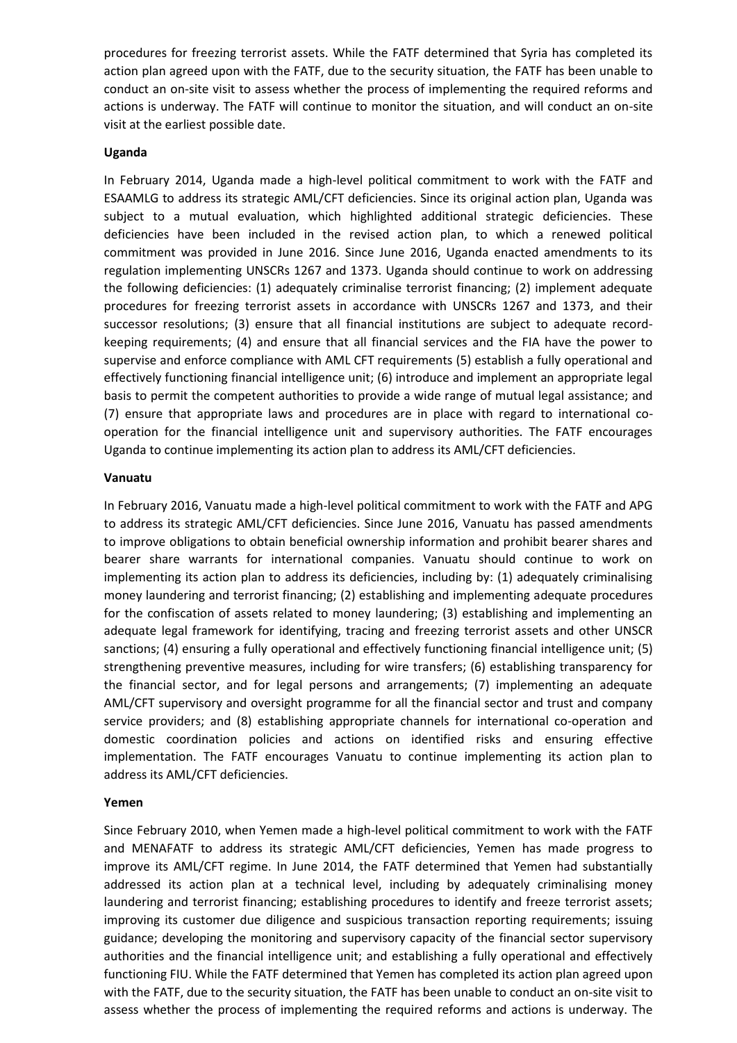procedures for freezing terrorist assets. While the FATF determined that Syria has completed its action plan agreed upon with the FATF, due to the security situation, the FATF has been unable to conduct an on-site visit to assess whether the process of implementing the required reforms and actions is underway. The FATF will continue to monitor the situation, and will conduct an on-site visit at the earliest possible date.

**Uganda**

In February 2014, Uganda made a high-level political commitment to work with the FATF and ESAAMLG to address its strategic AML/CFT deficiencies. Since its original action plan, Uganda was subject to a mutual evaluation, which highlighted additional strategic deficiencies. These deficiencies have been included in the revised action plan, to which a renewed political commitment was provided in June 2016. Since June 2016, Uganda enacted amendments to its regulation implementing UNSCRs 1267 and 1373. Uganda should continue to work on addressing the following deficiencies: (1) adequately criminalise terrorist financing; (2) implement adequate procedures for freezing terrorist assets in accordance with UNSCRs 1267 and 1373, and their successor resolutions; (3) ensure that all financial institutions are subject to adequate record-keeping requirements; (4) and ensure that all financial services and the FIA have the power to supervise and enforce compliance with AML CFT requirements (5) establish a fully operational and effectively functioning financial intelligence unit; (6) introduce and implement an appropriate legal basis to permit the competent authorities to provide a wide range of mutual legal assistance; and (7) ensure that appropriate laws and procedures are in place with regard to international co-operation for the financial intelligence unit and supervisory authorities. The FATF encourages Uganda to continue implementing its action plan to address its AML/CFT deficiencies.

**Vanuatu**

In February 2016, Vanuatu made a high-level political commitment to work with the FATF and APG to address its strategic AML/CFT deficiencies. Since June 2016, Vanuatu has passed amendments to improve obligations to obtain beneficial ownership information and prohibit bearer shares and bearer share warrants for international companies. Vanuatu should continue to work on implementing its action plan to address its deficiencies, including by: (1) adequately criminalising money laundering and terrorist financing; (2) establishing and implementing adequate procedures for the confiscation of assets related to money laundering; (3) establishing and implementing an adequate legal framework for identifying, tracing and freezing terrorist assets and other UNSCR sanctions; (4) ensuring a fully operational and effectively functioning financial intelligence unit; (5) strengthening preventive measures, including for wire transfers; (6) establishing transparency for the financial sector, and for legal persons and arrangements; (7) implementing an adequate AML/CFT supervisory and oversight programme for all the financial sector and trust and company service providers; and (8) establishing appropriate channels for international co-operation and domestic coordination policies and actions on identified risks and ensuring effective implementation. The FATF encourages Vanuatu to continue implementing its action plan to address its AML/CFT deficiencies.

**Yemen**

Since February 2010, when Yemen made a high-level political commitment to work with the FATF and MENAFATF to address its strategic AML/CFT deficiencies, Yemen has made progress to improve its AML/CFT regime. In June 2014, the FATF determined that Yemen had substantially addressed its action plan at a technical level, including by adequately criminalising money laundering and terrorist financing; establishing procedures to identify and freeze terrorist assets; improving its customer due diligence and suspicious transaction reporting requirements; issuing guidance; developing the monitoring and supervisory capacity of the financial sector supervisory authorities and the financial intelligence unit; and establishing a fully operational and effectively functioning FIU. While the FATF determined that Yemen has completed its action plan agreed upon with the FATF, due to the security situation, the FATF has been unable to conduct an on-site visit to assess whether the process of implementing the required reforms and actions is underway. The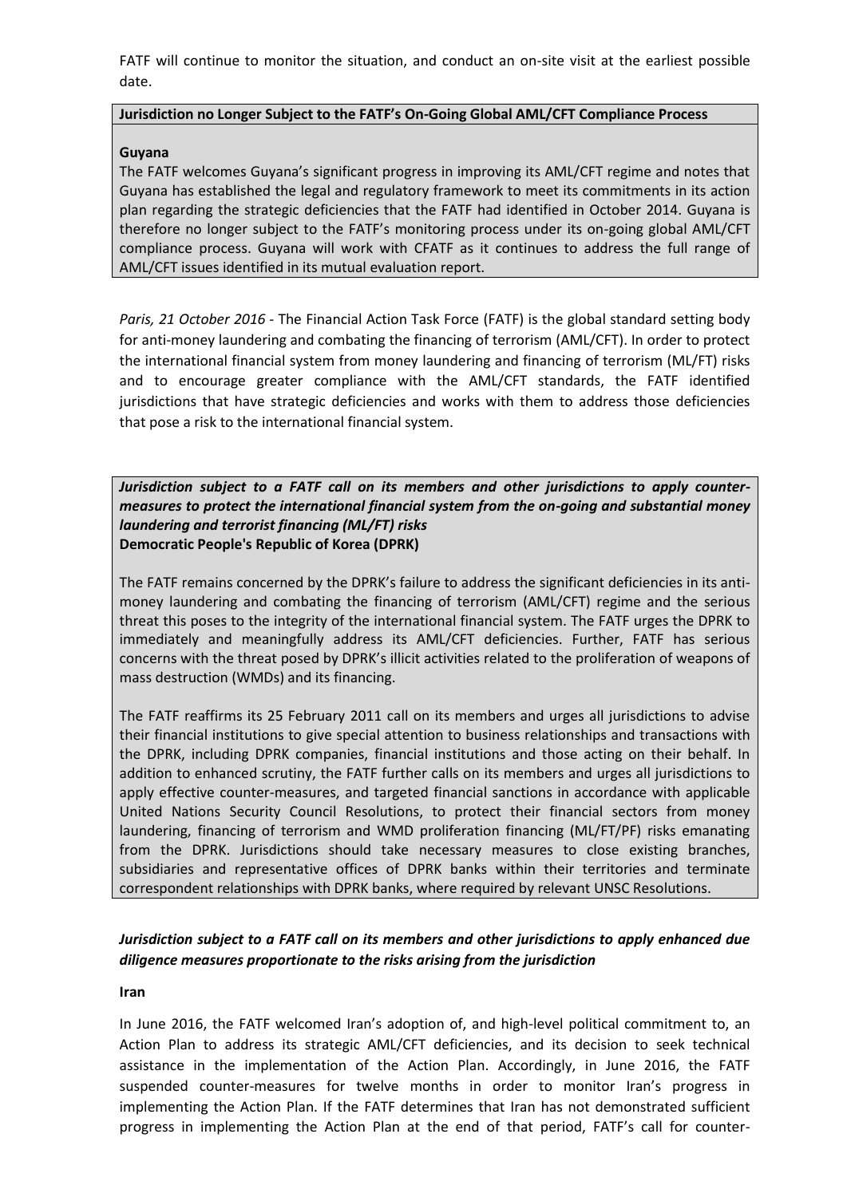FATF will continue to monitor the situation, and conduct an on-site visit at the earliest possible date.

**Jurisdiction no Longer Subject to the FATF's On-Going Global AML/CFT Compliance Process**

**Guyana**

The FATF welcomes Guyana's significant progress in improving its AML/CFT regime and notes that Guyana has established the legal and regulatory framework to meet its commitments in its action plan regarding the strategic deficiencies that the FATF had identified in October 2014. Guyana is therefore no longer subject to the FATF's monitoring process under its on-going global AML/CFT compliance process. Guyana will work with CFATF as it continues to address the full range of AML/CFT issues identified in its mutual evaluation report.

*Paris, 21 October 2016* - The Financial Action Task Force (FATF) is the global standard setting body for anti-money laundering and combating the financing of terrorism (AML/CFT). In order to protect the international financial system from money laundering and financing of terrorism (ML/FT) risks and to encourage greater compliance with the AML/CFT standards, the FATF identified jurisdictions that have strategic deficiencies and works with them to address those deficiencies that pose a risk to the international financial system.

***Jurisdiction subject to a FATF call on its members and other jurisdictions to apply counter-measures to protect the international financial system from the on-going and substantial money laundering and terrorist financing (ML/FT) risks***
**Democratic People's Republic of Korea (DPRK)**

The FATF remains concerned by the DPRK's failure to address the significant deficiencies in its anti-money laundering and combating the financing of terrorism (AML/CFT) regime and the serious threat this poses to the integrity of the international financial system. The FATF urges the DPRK to immediately and meaningfully address its AML/CFT deficiencies. Further, FATF has serious concerns with the threat posed by DPRK's illicit activities related to the proliferation of weapons of mass destruction (WMDs) and its financing.

The FATF reaffirms its 25 February 2011 call on its members and urges all jurisdictions to advise their financial institutions to give special attention to business relationships and transactions with the DPRK, including DPRK companies, financial institutions and those acting on their behalf. In addition to enhanced scrutiny, the FATF further calls on its members and urges all jurisdictions to apply effective counter-measures, and targeted financial sanctions in accordance with applicable United Nations Security Council Resolutions, to protect their financial sectors from money laundering, financing of terrorism and WMD proliferation financing (ML/FT/PF) risks emanating from the DPRK. Jurisdictions should take necessary measures to close existing branches, subsidiaries and representative offices of DPRK banks within their territories and terminate correspondent relationships with DPRK banks, where required by relevant UNSC Resolutions.

***Jurisdiction subject to a FATF call on its members and other jurisdictions to apply enhanced due diligence measures proportionate to the risks arising from the jurisdiction***

**Iran**

In June 2016, the FATF welcomed Iran's adoption of, and high-level political commitment to, an Action Plan to address its strategic AML/CFT deficiencies, and its decision to seek technical assistance in the implementation of the Action Plan. Accordingly, in June 2016, the FATF suspended counter-measures for twelve months in order to monitor Iran's progress in implementing the Action Plan. If the FATF determines that Iran has not demonstrated sufficient progress in implementing the Action Plan at the end of that period, FATF's call for counter-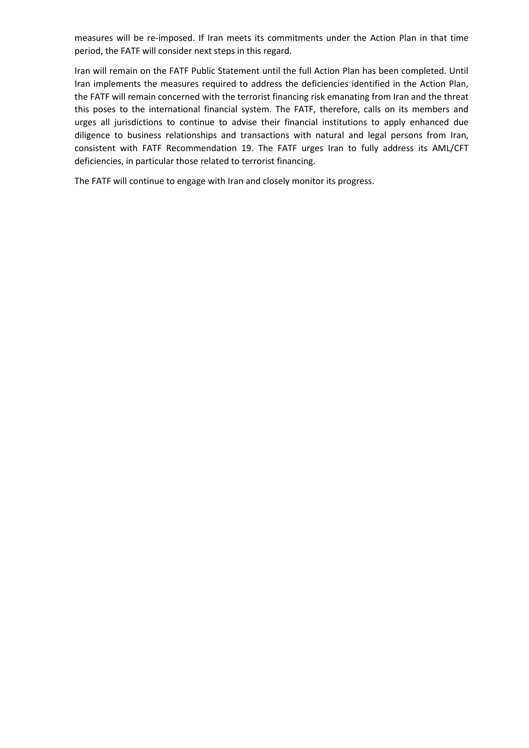measures will be re-imposed. If Iran meets its commitments under the Action Plan in that time period, the FATF will consider next steps in this regard.

Iran will remain on the FATF Public Statement until the full Action Plan has been completed. Until Iran implements the measures required to address the deficiencies identified in the Action Plan, the FATF will remain concerned with the terrorist financing risk emanating from Iran and the threat this poses to the international financial system. The FATF, therefore, calls on its members and urges all jurisdictions to continue to advise their financial institutions to apply enhanced due diligence to business relationships and transactions with natural and legal persons from Iran, consistent with FATF Recommendation 19. The FATF urges Iran to fully address its AML/CFT deficiencies, in particular those related to terrorist financing.

The FATF will continue to engage with Iran and closely monitor its progress.